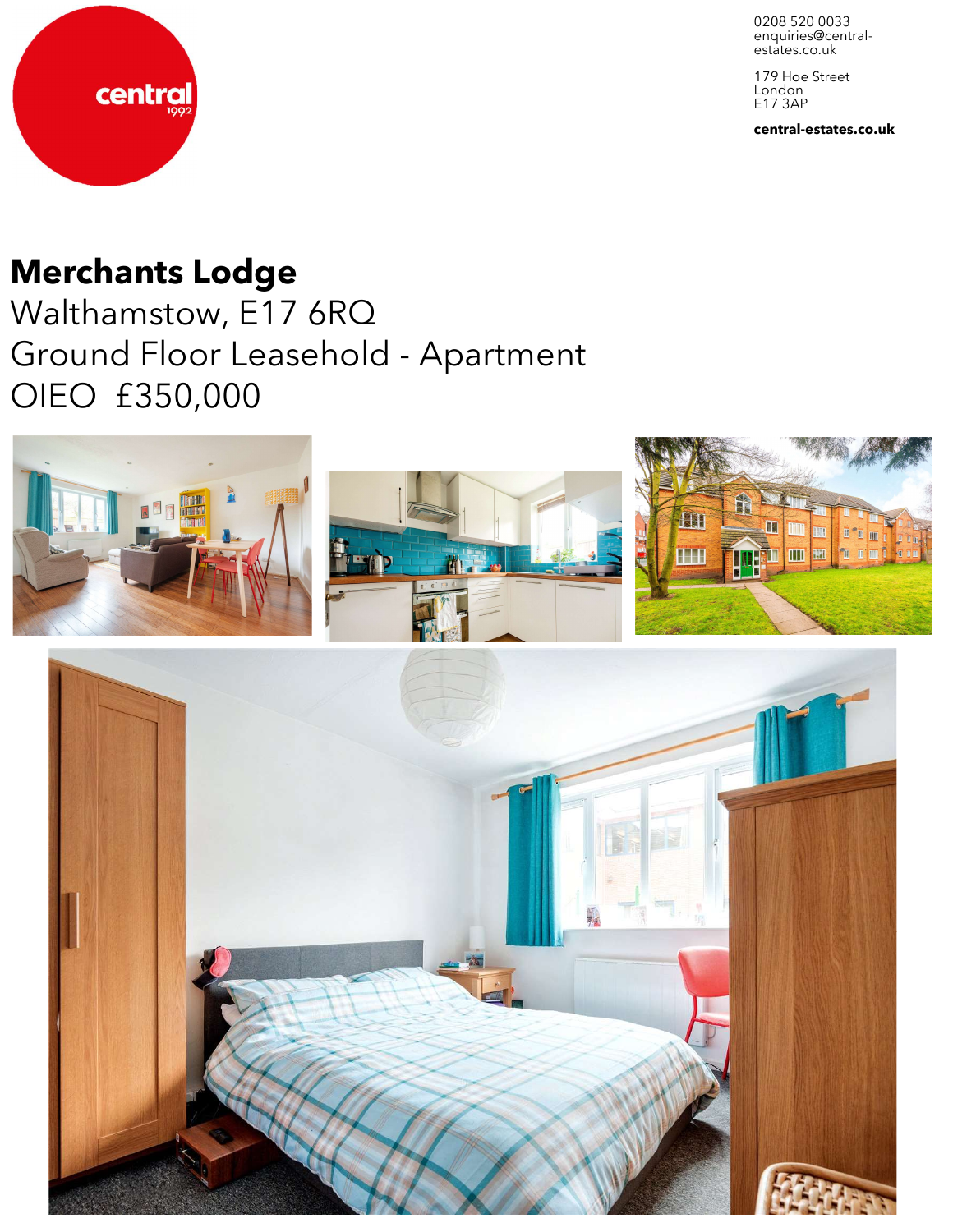central
1992

0208 520 0033
enquiries@central-estates.co.uk

179 Hoe Street
London
E17 3AP

**central-estates.co.uk**

# Merchants Lodge

Walthamstow, E17 6RQ
Ground Floor Leasehold - Apartment
OIEO £350,000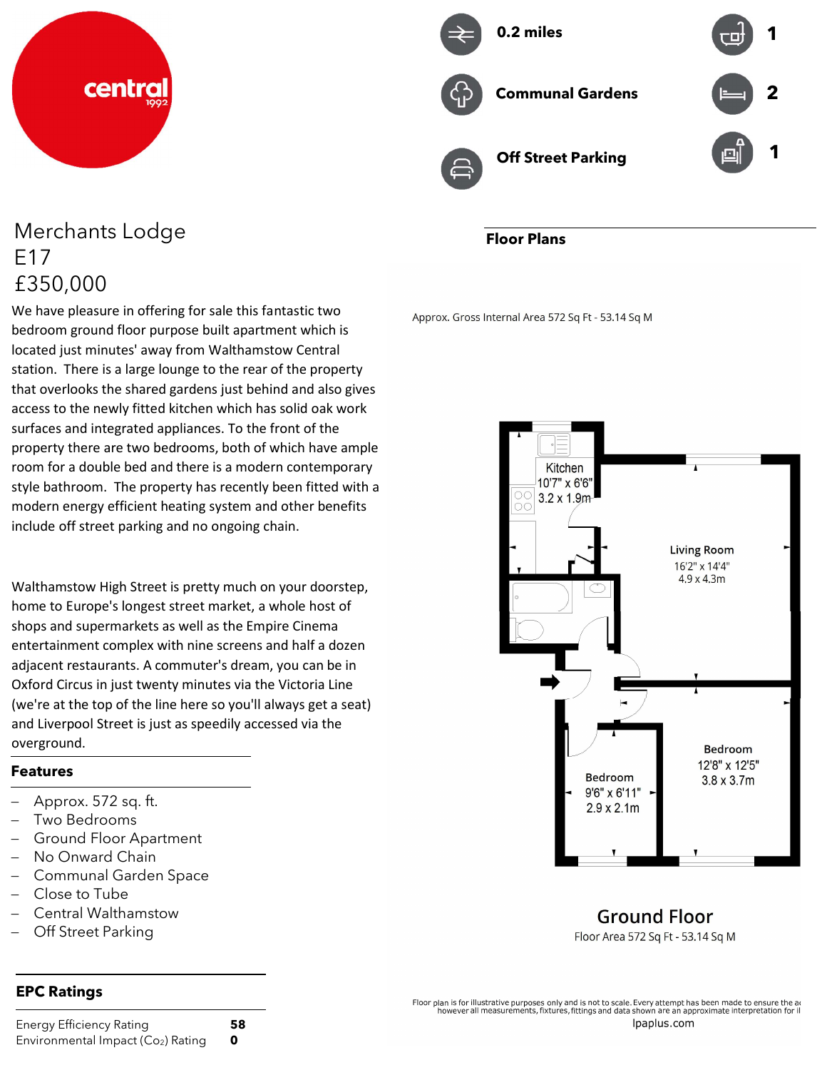central
1992

0.2 miles

Communal Gardens

Off Street Parking

1

2

1

# Merchants Lodge
# E17
# £350,000

We have pleasure in offering for sale this fantastic two bedroom ground floor purpose built apartment which is located just minutes' away from Walthamstow Central station. There is a large lounge to the rear of the property that overlooks the shared gardens just behind and also gives access to the newly fitted kitchen which has solid oak work surfaces and integrated appliances. To the front of the property there are two bedrooms, both of which have ample room for a double bed and there is a modern contemporary style bathroom. The property has recently been fitted with a modern energy efficient heating system and other benefits include off street parking and no ongoing chain.

Walthamstow High Street is pretty much on your doorstep, home to Europe's longest street market, a whole host of shops and supermarkets as well as the Empire Cinema entertainment complex with nine screens and half a dozen adjacent restaurants. A commuter's dream, you can be in Oxford Circus in just twenty minutes via the Victoria Line (we're at the top of the line here so you'll always get a seat) and Liverpool Street is just as speedily accessed via the overground.

## Features

- Approx. 572 sq. ft.
- Two Bedrooms
- Ground Floor Apartment
- No Onward Chain
- Communal Garden Space
- Close to Tube
- Central Walthamstow
- Off Street Parking

## EPC Ratings

| | |
|---|---|
| Energy Efficiency Rating | 58 |
| Environmental Impact ($CO_2$) Rating | 0 |

## Floor Plans

Approx. Gross Internal Area 572 Sq Ft - 53.14 Sq M

Kitchen
10'7" x 6'6"
3.2 x 1.9m

Living Room
16'2" x 14'4"
4.9 x 4.3m

Bedroom
12'8" x 12'5"
3.8 x 3.7m

Bedroom
9'6" x 6'11"
2.9 x 2.1m

Ground Floor
Floor Area 572 Sq Ft - 53.14 Sq M

Floor plan is for illustrative purposes only and is not to scale. Every attempt has been made to ensure the ac however all measurements, fixtures, fittings and data shown are an approximate interpretation for il

lpaplus.com